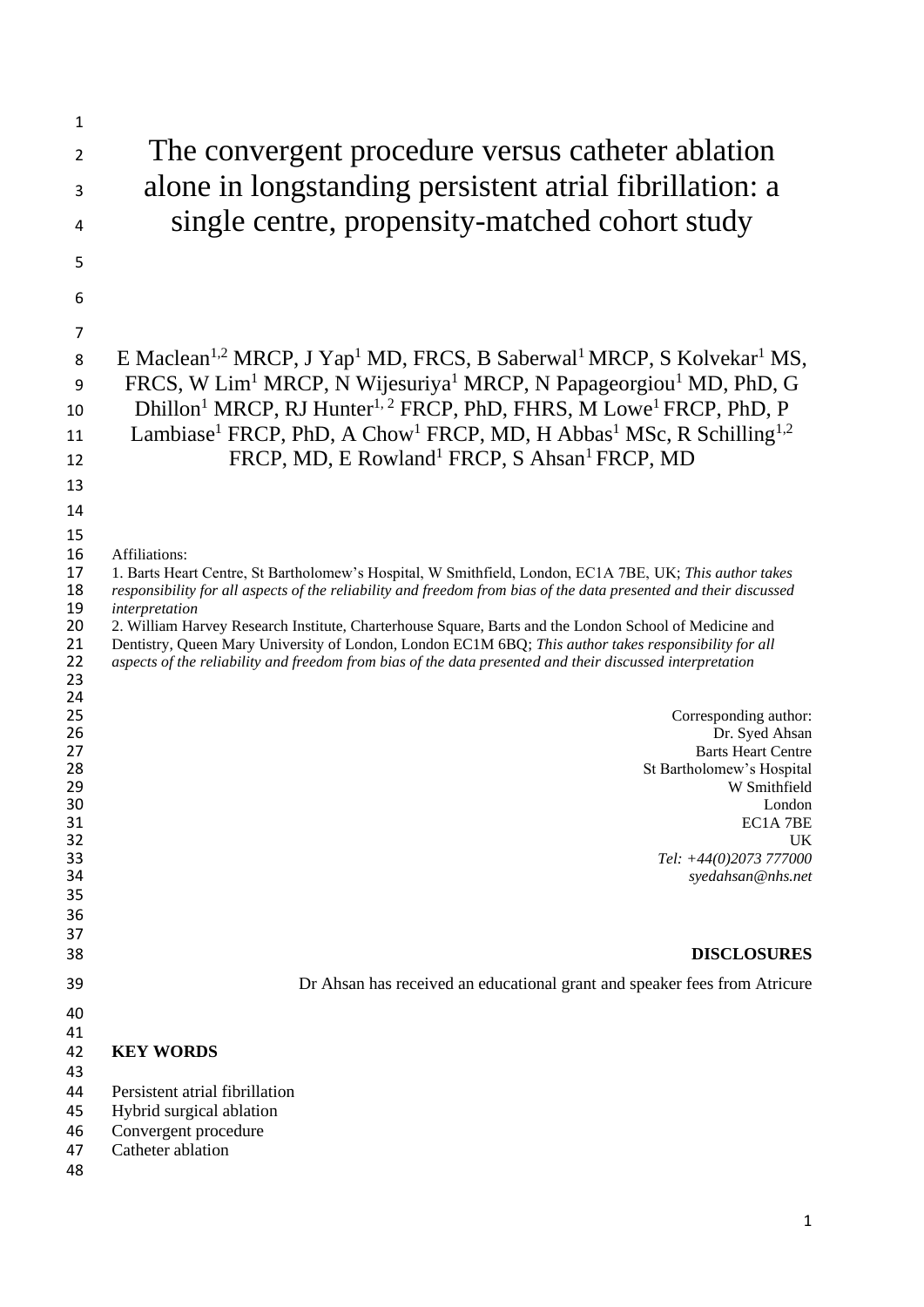# The convergent procedure versus catheter ablation alone in longstanding persistent atrial fibrillation: a single centre, propensity-matched cohort study

E Maclean[1,2] MRCP, J Yap[1] MD, FRCS, B Saberwal[1] MRCP, S Kolvekar[1] MS, FRCS, W Lim[1] MRCP, N Wijesuriya[1] MRCP, N Papageorgiou[1] MD, PhD, G Dhillon[1] MRCP, RJ Hunter[1, 2] FRCP, PhD, FHRS, M Lowe[1] FRCP, PhD, P Lambiase[1] FRCP, PhD, A Chow[1] FRCP, MD, H Abbas[1] MSc, R Schilling[1,2] FRCP, MD, E Rowland[1] FRCP, S Ahsan[1] FRCP, MD

Affiliations:
1. Barts Heart Centre, St Bartholomew's Hospital, W Smithfield, London, EC1A 7BE, UK; *This author takes responsibility for all aspects of the reliability and freedom from bias of the data presented and their discussed interpretation*
2. William Harvey Research Institute, Charterhouse Square, Barts and the London School of Medicine and Dentistry, Queen Mary University of London, London EC1M 6BQ; *This author takes responsibility for all aspects of the reliability and freedom from bias of the data presented and their discussed interpretation*

Corresponding author:
Dr. Syed Ahsan
Barts Heart Centre
St Bartholomew's Hospital
W Smithfield
London
EC1A 7BE
UK
*Tel: +44(0)2073 777000*
*syedahsan@nhs.net*

**DISCLOSURES**

Dr Ahsan has received an educational grant and speaker fees from Atricure

**KEY WORDS**

Persistent atrial fibrillation
Hybrid surgical ablation
Convergent procedure
Catheter ablation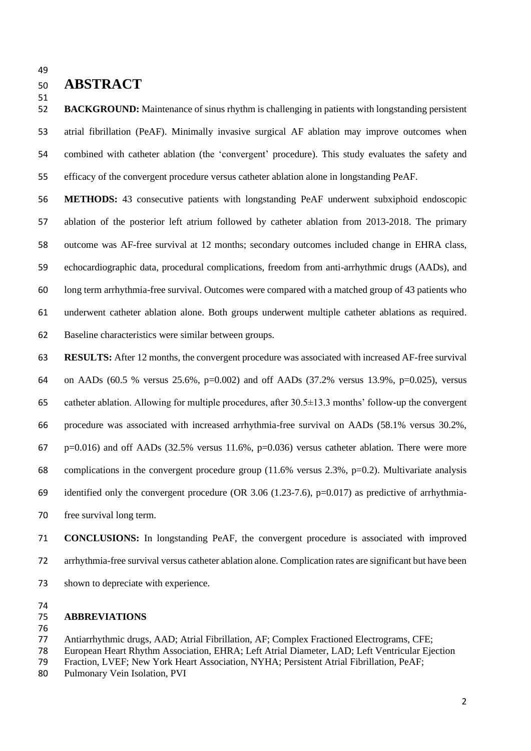# ABSTRACT

**BACKGROUND:** Maintenance of sinus rhythm is challenging in patients with longstanding persistent atrial fibrillation (PeAF). Minimally invasive surgical AF ablation may improve outcomes when combined with catheter ablation (the 'convergent' procedure). This study evaluates the safety and efficacy of the convergent procedure versus catheter ablation alone in longstanding PeAF.

**METHODS:** 43 consecutive patients with longstanding PeAF underwent subxiphoid endoscopic ablation of the posterior left atrium followed by catheter ablation from 2013-2018. The primary outcome was AF-free survival at 12 months; secondary outcomes included change in EHRA class, echocardiographic data, procedural complications, freedom from anti-arrhythmic drugs (AADs), and long term arrhythmia-free survival. Outcomes were compared with a matched group of 43 patients who underwent catheter ablation alone. Both groups underwent multiple catheter ablations as required. Baseline characteristics were similar between groups.

**RESULTS:** After 12 months, the convergent procedure was associated with increased AF-free survival on AADs (60.5 % versus 25.6%, $p=0.002$) and off AADs (37.2% versus 13.9%, $p=0.025$), versus catheter ablation. Allowing for multiple procedures, after $30.5\pm13.3$ months' follow-up the convergent procedure was associated with increased arrhythmia-free survival on AADs (58.1% versus 30.2%, $p=0.016$) and off AADs (32.5% versus 11.6%, $p=0.036$) versus catheter ablation. There were more complications in the convergent procedure group (11.6% versus 2.3%, $p=0.2$). Multivariate analysis identified only the convergent procedure (OR 3.06 (1.23-7.6), $p=0.017$) as predictive of arrhythmia-free survival long term.

**CONCLUSIONS:** In longstanding PeAF, the convergent procedure is associated with improved arrhythmia-free survival versus catheter ablation alone. Complication rates are significant but have been shown to depreciate with experience.

**ABBREVIATIONS**

Antiarrhythmic drugs, AAD; Atrial Fibrillation, AF; Complex Fractioned Electrograms, CFE; European Heart Rhythm Association, EHRA; Left Atrial Diameter, LAD; Left Ventricular Ejection Fraction, LVEF; New York Heart Association, NYHA; Persistent Atrial Fibrillation, PeAF; Pulmonary Vein Isolation, PVI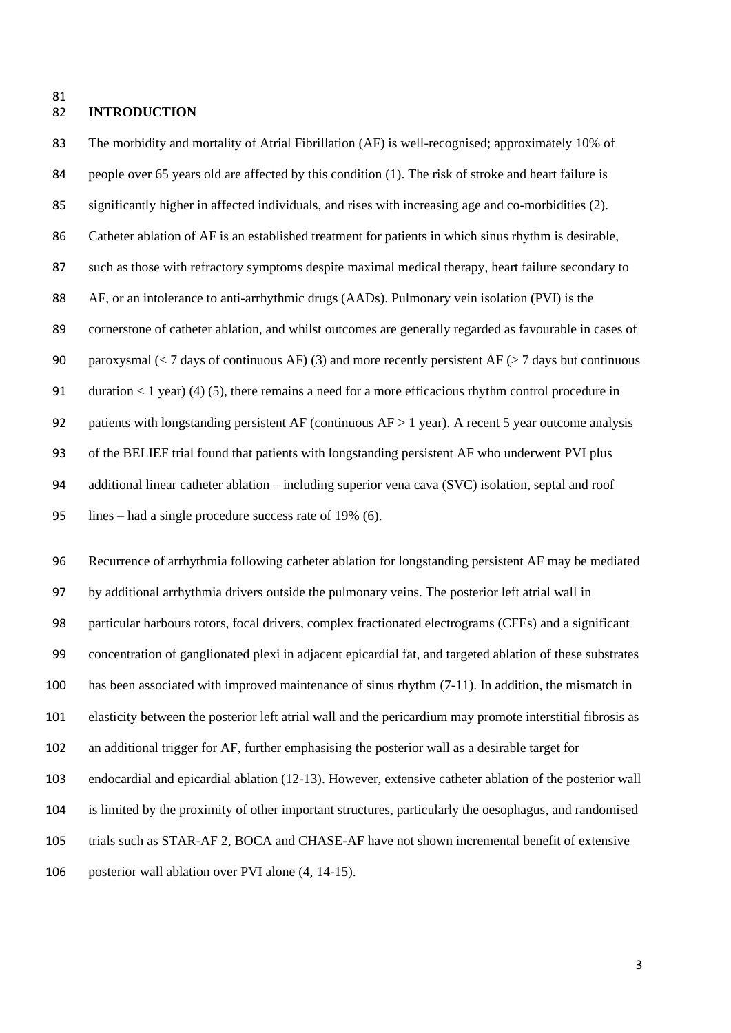## INTRODUCTION

The morbidity and mortality of Atrial Fibrillation (AF) is well-recognised; approximately 10% of people over 65 years old are affected by this condition (1). The risk of stroke and heart failure is significantly higher in affected individuals, and rises with increasing age and co-morbidities (2). Catheter ablation of AF is an established treatment for patients in which sinus rhythm is desirable, such as those with refractory symptoms despite maximal medical therapy, heart failure secondary to AF, or an intolerance to anti-arrhythmic drugs (AADs). Pulmonary vein isolation (PVI) is the cornerstone of catheter ablation, and whilst outcomes are generally regarded as favourable in cases of paroxysmal (< 7 days of continuous AF) (3) and more recently persistent AF (> 7 days but continuous duration < 1 year) (4) (5), there remains a need for a more efficacious rhythm control procedure in patients with longstanding persistent AF (continuous AF > 1 year). A recent 5 year outcome analysis of the BELIEF trial found that patients with longstanding persistent AF who underwent PVI plus additional linear catheter ablation – including superior vena cava (SVC) isolation, septal and roof lines – had a single procedure success rate of 19% (6).

Recurrence of arrhythmia following catheter ablation for longstanding persistent AF may be mediated by additional arrhythmia drivers outside the pulmonary veins. The posterior left atrial wall in particular harbours rotors, focal drivers, complex fractionated electrograms (CFEs) and a significant concentration of ganglionated plexi in adjacent epicardial fat, and targeted ablation of these substrates has been associated with improved maintenance of sinus rhythm (7-11). In addition, the mismatch in elasticity between the posterior left atrial wall and the pericardium may promote interstitial fibrosis as an additional trigger for AF, further emphasising the posterior wall as a desirable target for endocardial and epicardial ablation (12-13). However, extensive catheter ablation of the posterior wall is limited by the proximity of other important structures, particularly the oesophagus, and randomised trials such as STAR-AF 2, BOCA and CHASE-AF have not shown incremental benefit of extensive posterior wall ablation over PVI alone (4, 14-15).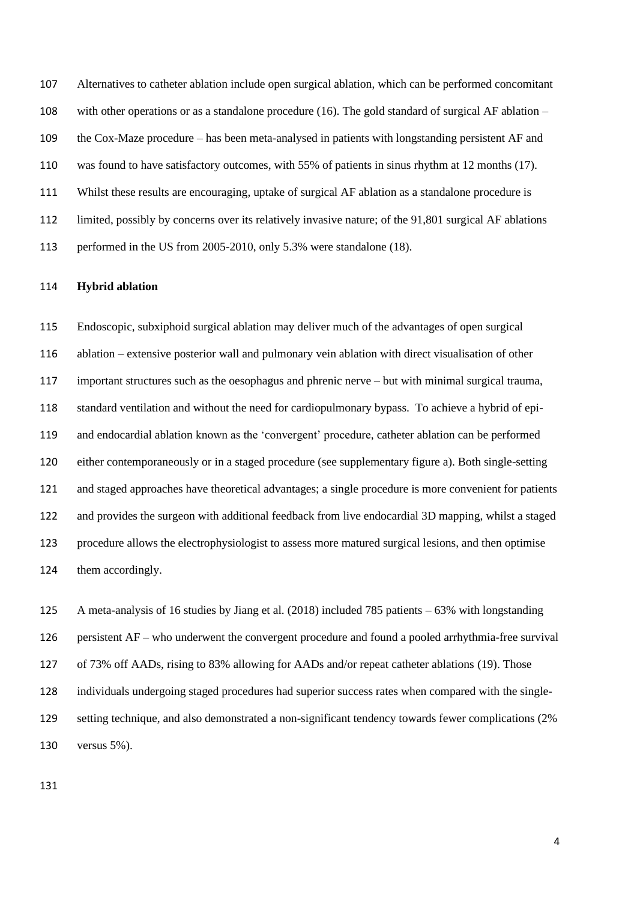Alternatives to catheter ablation include open surgical ablation, which can be performed concomitant with other operations or as a standalone procedure (16). The gold standard of surgical AF ablation – the Cox-Maze procedure – has been meta-analysed in patients with longstanding persistent AF and was found to have satisfactory outcomes, with 55% of patients in sinus rhythm at 12 months (17). Whilst these results are encouraging, uptake of surgical AF ablation as a standalone procedure is limited, possibly by concerns over its relatively invasive nature; of the 91,801 surgical AF ablations performed in the US from 2005-2010, only 5.3% were standalone (18).

**Hybrid ablation**

Endoscopic, subxiphoid surgical ablation may deliver much of the advantages of open surgical ablation – extensive posterior wall and pulmonary vein ablation with direct visualisation of other important structures such as the oesophagus and phrenic nerve – but with minimal surgical trauma, standard ventilation and without the need for cardiopulmonary bypass. To achieve a hybrid of epi- and endocardial ablation known as the 'convergent' procedure, catheter ablation can be performed either contemporaneously or in a staged procedure (see supplementary figure a). Both single-setting and staged approaches have theoretical advantages; a single procedure is more convenient for patients and provides the surgeon with additional feedback from live endocardial 3D mapping, whilst a staged procedure allows the electrophysiologist to assess more matured surgical lesions, and then optimise them accordingly.

A meta-analysis of 16 studies by Jiang et al. (2018) included 785 patients – 63% with longstanding persistent AF – who underwent the convergent procedure and found a pooled arrhythmia-free survival of 73% off AADs, rising to 83% allowing for AADs and/or repeat catheter ablations (19). Those individuals undergoing staged procedures had superior success rates when compared with the single-setting technique, and also demonstrated a non-significant tendency towards fewer complications (2% versus 5%).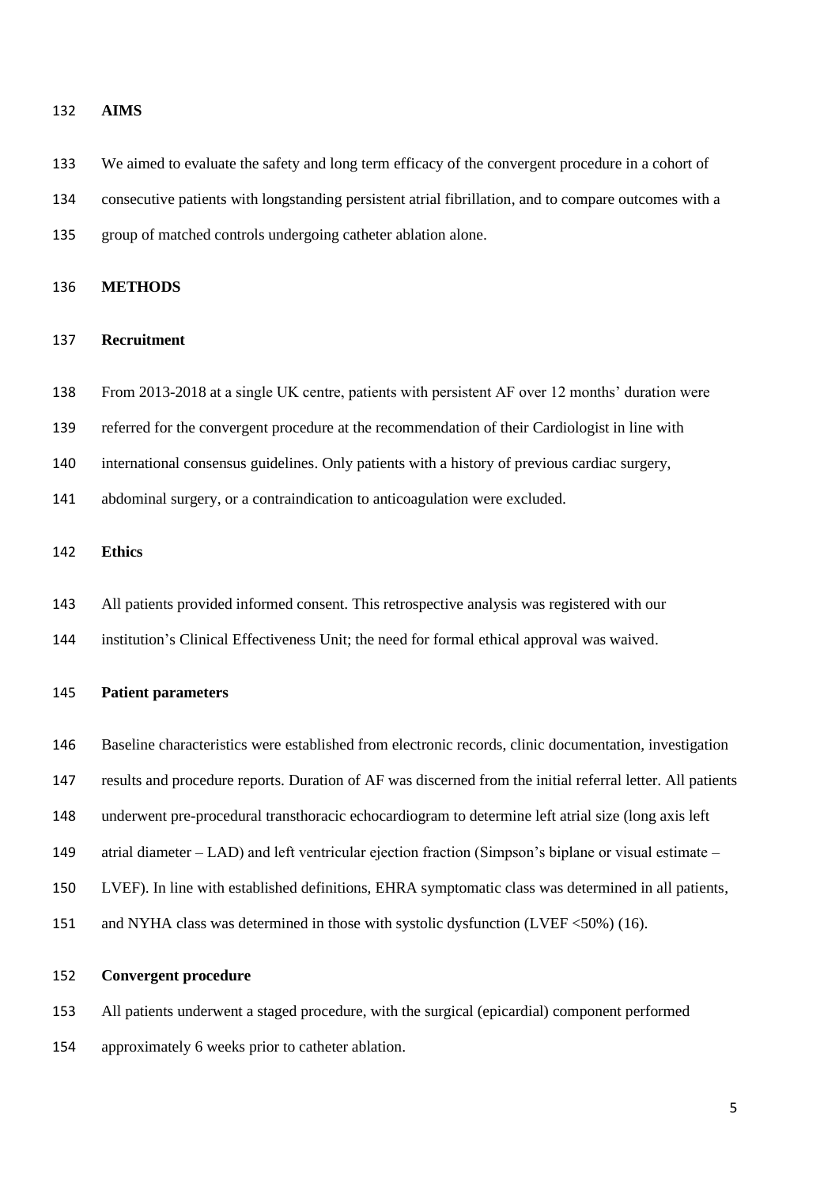## AIMS

We aimed to evaluate the safety and long term efficacy of the convergent procedure in a cohort of consecutive patients with longstanding persistent atrial fibrillation, and to compare outcomes with a group of matched controls undergoing catheter ablation alone.

## METHODS

### Recruitment

From 2013-2018 at a single UK centre, patients with persistent AF over 12 months' duration were referred for the convergent procedure at the recommendation of their Cardiologist in line with international consensus guidelines. Only patients with a history of previous cardiac surgery, abdominal surgery, or a contraindication to anticoagulation were excluded.

### Ethics

All patients provided informed consent. This retrospective analysis was registered with our institution's Clinical Effectiveness Unit; the need for formal ethical approval was waived.

### Patient parameters

Baseline characteristics were established from electronic records, clinic documentation, investigation results and procedure reports. Duration of AF was discerned from the initial referral letter. All patients underwent pre-procedural transthoracic echocardiogram to determine left atrial size (long axis left atrial diameter – LAD) and left ventricular ejection fraction (Simpson's biplane or visual estimate – LVEF). In line with established definitions, EHRA symptomatic class was determined in all patients, and NYHA class was determined in those with systolic dysfunction (LVEF <50%) (16).

### Convergent procedure

All patients underwent a staged procedure, with the surgical (epicardial) component performed approximately 6 weeks prior to catheter ablation.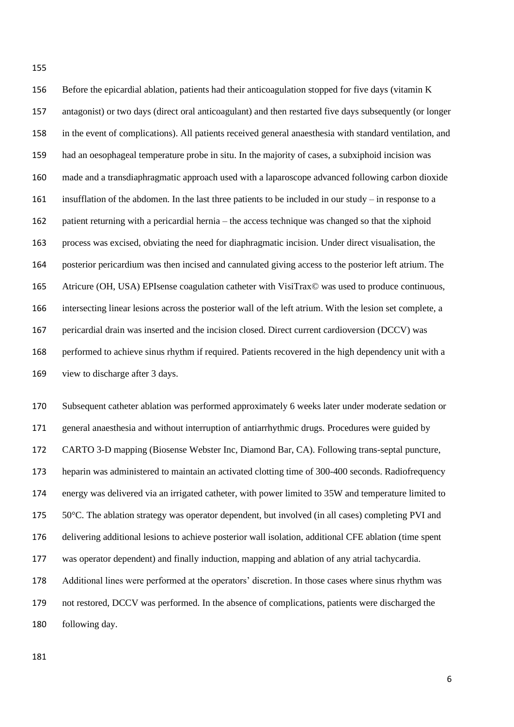Before the epicardial ablation, patients had their anticoagulation stopped for five days (vitamin K antagonist) or two days (direct oral anticoagulant) and then restarted five days subsequently (or longer in the event of complications). All patients received general anaesthesia with standard ventilation, and had an oesophageal temperature probe in situ. In the majority of cases, a subxiphoid incision was made and a transdiaphragmatic approach used with a laparoscope advanced following carbon dioxide insufflation of the abdomen. In the last three patients to be included in our study – in response to a patient returning with a pericardial hernia – the access technique was changed so that the xiphoid process was excised, obviating the need for diaphragmatic incision. Under direct visualisation, the posterior pericardium was then incised and cannulated giving access to the posterior left atrium. The Atricure (OH, USA) EPIsense coagulation catheter with VisiTrax© was used to produce continuous, intersecting linear lesions across the posterior wall of the left atrium. With the lesion set complete, a pericardial drain was inserted and the incision closed. Direct current cardioversion (DCCV) was performed to achieve sinus rhythm if required. Patients recovered in the high dependency unit with a view to discharge after 3 days.

Subsequent catheter ablation was performed approximately 6 weeks later under moderate sedation or general anaesthesia and without interruption of antiarrhythmic drugs. Procedures were guided by CARTO 3-D mapping (Biosense Webster Inc, Diamond Bar, CA). Following trans-septal puncture, heparin was administered to maintain an activated clotting time of 300-400 seconds. Radiofrequency energy was delivered via an irrigated catheter, with power limited to 35W and temperature limited to 50°C. The ablation strategy was operator dependent, but involved (in all cases) completing PVI and delivering additional lesions to achieve posterior wall isolation, additional CFE ablation (time spent was operator dependent) and finally induction, mapping and ablation of any atrial tachycardia. Additional lines were performed at the operators' discretion. In those cases where sinus rhythm was not restored, DCCV was performed. In the absence of complications, patients were discharged the following day.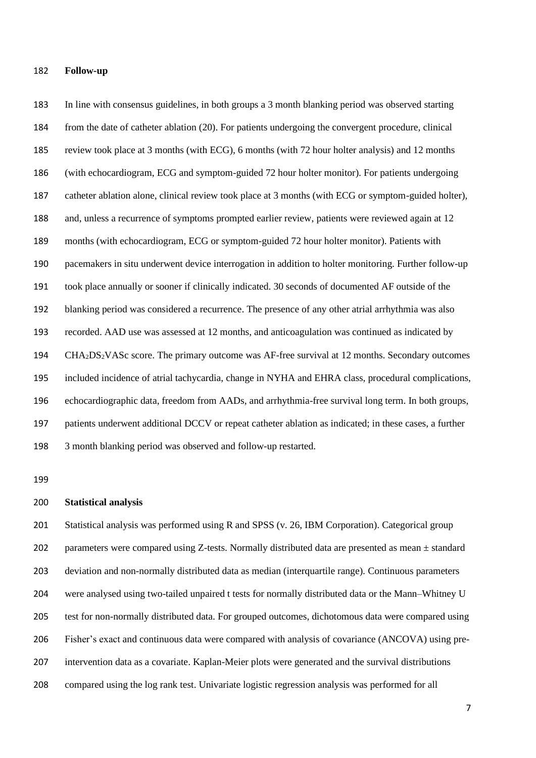## Follow-up

In line with consensus guidelines, in both groups a 3 month blanking period was observed starting from the date of catheter ablation (20). For patients undergoing the convergent procedure, clinical review took place at 3 months (with ECG), 6 months (with 72 hour holter analysis) and 12 months (with echocardiogram, ECG and symptom-guided 72 hour holter monitor). For patients undergoing catheter ablation alone, clinical review took place at 3 months (with ECG or symptom-guided holter), and, unless a recurrence of symptoms prompted earlier review, patients were reviewed again at 12 months (with echocardiogram, ECG or symptom-guided 72 hour holter monitor). Patients with pacemakers in situ underwent device interrogation in addition to holter monitoring. Further follow-up took place annually or sooner if clinically indicated. 30 seconds of documented AF outside of the blanking period was considered a recurrence. The presence of any other atrial arrhythmia was also recorded. AAD use was assessed at 12 months, and anticoagulation was continued as indicated by $CHA_2DS_2VASc$ score. The primary outcome was AF-free survival at 12 months. Secondary outcomes included incidence of atrial tachycardia, change in NYHA and EHRA class, procedural complications, echocardiographic data, freedom from AADs, and arrhythmia-free survival long term. In both groups, patients underwent additional DCCV or repeat catheter ablation as indicated; in these cases, a further 3 month blanking period was observed and follow-up restarted.

## Statistical analysis

Statistical analysis was performed using R and SPSS (v. 26, IBM Corporation). Categorical group parameters were compared using Z-tests. Normally distributed data are presented as mean ± standard deviation and non-normally distributed data as median (interquartile range). Continuous parameters were analysed using two-tailed unpaired t tests for normally distributed data or the Mann–Whitney U test for non-normally distributed data. For grouped outcomes, dichotomous data were compared using Fisher's exact and continuous data were compared with analysis of covariance (ANCOVA) using pre-intervention data as a covariate. Kaplan-Meier plots were generated and the survival distributions compared using the log rank test. Univariate logistic regression analysis was performed for all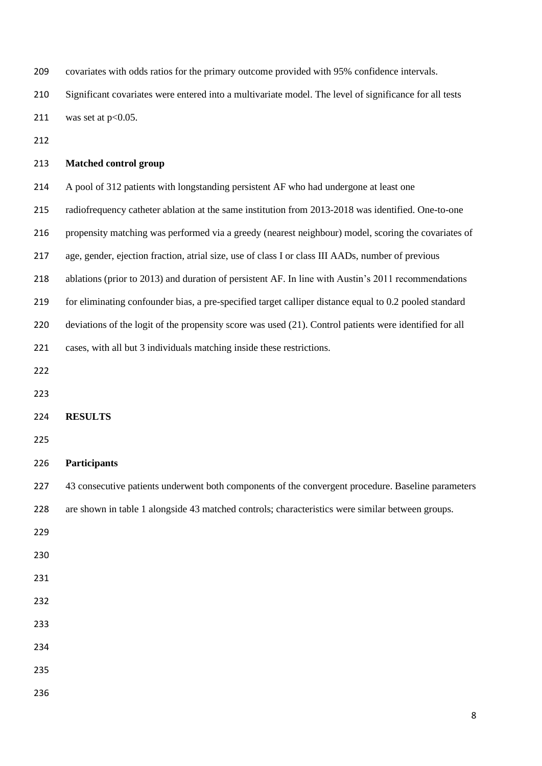covariates with odds ratios for the primary outcome provided with 95% confidence intervals. Significant covariates were entered into a multivariate model. The level of significance for all tests was set at $p<0.05$.

**Matched control group**

A pool of 312 patients with longstanding persistent AF who had undergone at least one radiofrequency catheter ablation at the same institution from 2013-2018 was identified. One-to-one propensity matching was performed via a greedy (nearest neighbour) model, scoring the covariates of age, gender, ejection fraction, atrial size, use of class I or class III AADs, number of previous ablations (prior to 2013) and duration of persistent AF. In line with Austin's 2011 recommendations for eliminating confounder bias, a pre-specified target calliper distance equal to 0.2 pooled standard deviations of the logit of the propensity score was used (21). Control patients were identified for all cases, with all but 3 individuals matching inside these restrictions.

## RESULTS

**Participants**

43 consecutive patients underwent both components of the convergent procedure. Baseline parameters are shown in table 1 alongside 43 matched controls; characteristics were similar between groups.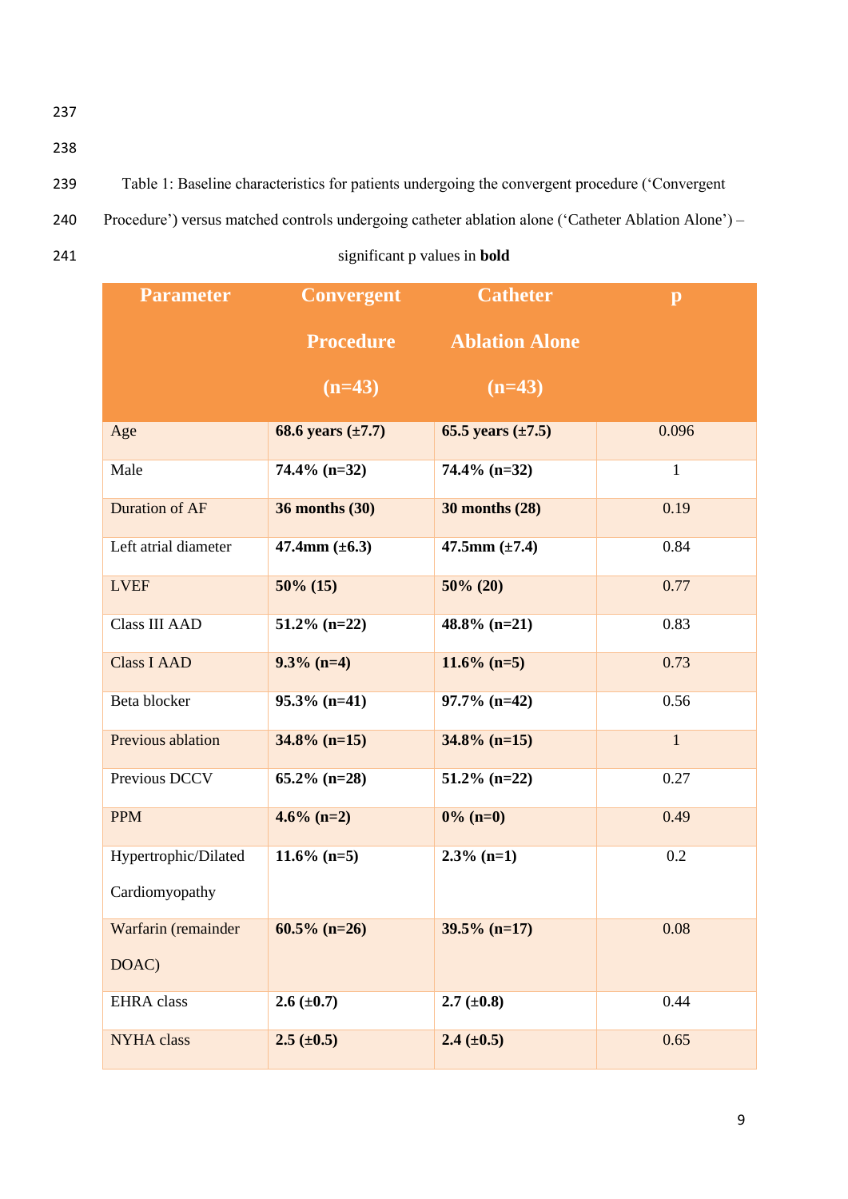Table 1: Baseline characteristics for patients undergoing the convergent procedure ('Convergent Procedure') versus matched controls undergoing catheter ablation alone ('Catheter Ablation Alone') – significant p values in **bold**

| Parameter | Convergent Procedure (n=43) | Catheter Ablation Alone (n=43) | p |
|---|---|---|---|
| Age | **68.6 years (±7.7)** | **65.5 years (±7.5)** | 0.096 |
| Male | **74.4% (n=32)** | **74.4% (n=32)** | 1 |
| Duration of AF | **36 months (30)** | **30 months (28)** | 0.19 |
| Left atrial diameter | **47.4mm (±6.3)** | **47.5mm (±7.4)** | 0.84 |
| LVEF | **50% (15)** | **50% (20)** | 0.77 |
| Class III AAD | **51.2% (n=22)** | **48.8% (n=21)** | 0.83 |
| Class I AAD | **9.3% (n=4)** | **11.6% (n=5)** | 0.73 |
| Beta blocker | **95.3% (n=41)** | **97.7% (n=42)** | 0.56 |
| Previous ablation | **34.8% (n=15)** | **34.8% (n=15)** | 1 |
| Previous DCCV | **65.2% (n=28)** | **51.2% (n=22)** | 0.27 |
| PPM | **4.6% (n=2)** | **0% (n=0)** | 0.49 |
| Hypertrophic/Dilated Cardiomyopathy | **11.6% (n=5)** | **2.3% (n=1)** | 0.2 |
| Warfarin (remainder DOAC) | **60.5% (n=26)** | **39.5% (n=17)** | 0.08 |
| EHRA class | **2.6 (±0.7)** | **2.7 (±0.8)** | 0.44 |
| NYHA class | **2.5 (±0.5)** | **2.4 (±0.5)** | 0.65 |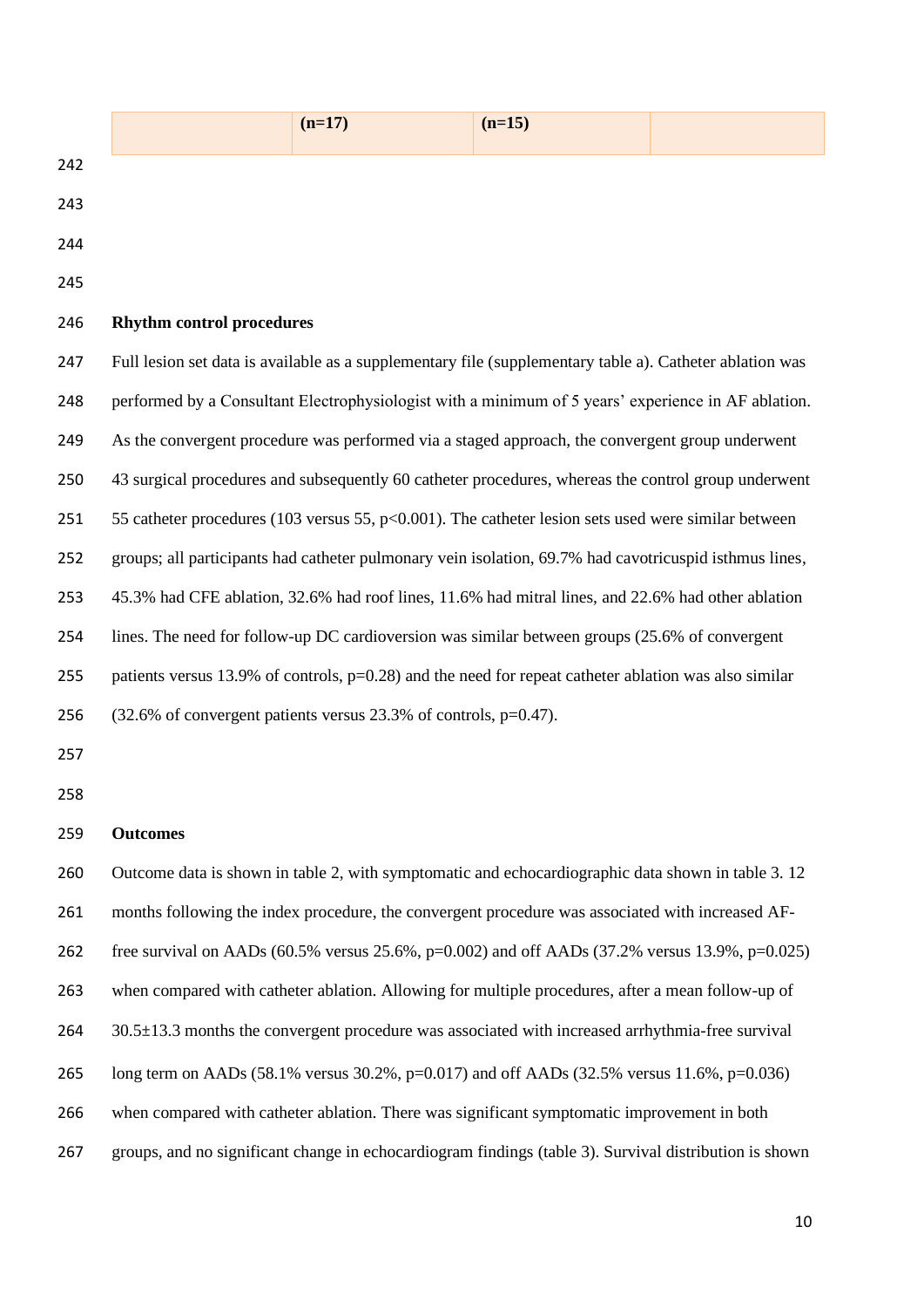| | (n=17) | (n=15) | |
|---|---|---|---|

### Rhythm control procedures

Full lesion set data is available as a supplementary file (supplementary table a). Catheter ablation was performed by a Consultant Electrophysiologist with a minimum of 5 years' experience in AF ablation. As the convergent procedure was performed via a staged approach, the convergent group underwent 43 surgical procedures and subsequently 60 catheter procedures, whereas the control group underwent 55 catheter procedures (103 versus 55, $p<0.001$). The catheter lesion sets used were similar between groups; all participants had catheter pulmonary vein isolation, 69.7% had cavotricuspid isthmus lines, 45.3% had CFE ablation, 32.6% had roof lines, 11.6% had mitral lines, and 22.6% had other ablation lines. The need for follow-up DC cardioversion was similar between groups (25.6% of convergent patients versus 13.9% of controls, $p=0.28$) and the need for repeat catheter ablation was also similar (32.6% of convergent patients versus 23.3% of controls, $p=0.47$).

### Outcomes

Outcome data is shown in table 2, with symptomatic and echocardiographic data shown in table 3. 12 months following the index procedure, the convergent procedure was associated with increased AF-free survival on AADs (60.5% versus 25.6%, $p=0.002$) and off AADs (37.2% versus 13.9%, $p=0.025$) when compared with catheter ablation. Allowing for multiple procedures, after a mean follow-up of 30.5±13.3 months the convergent procedure was associated with increased arrhythmia-free survival long term on AADs (58.1% versus 30.2%, $p=0.017$) and off AADs (32.5% versus 11.6%, $p=0.036$) when compared with catheter ablation. There was significant symptomatic improvement in both groups, and no significant change in echocardiogram findings (table 3). Survival distribution is shown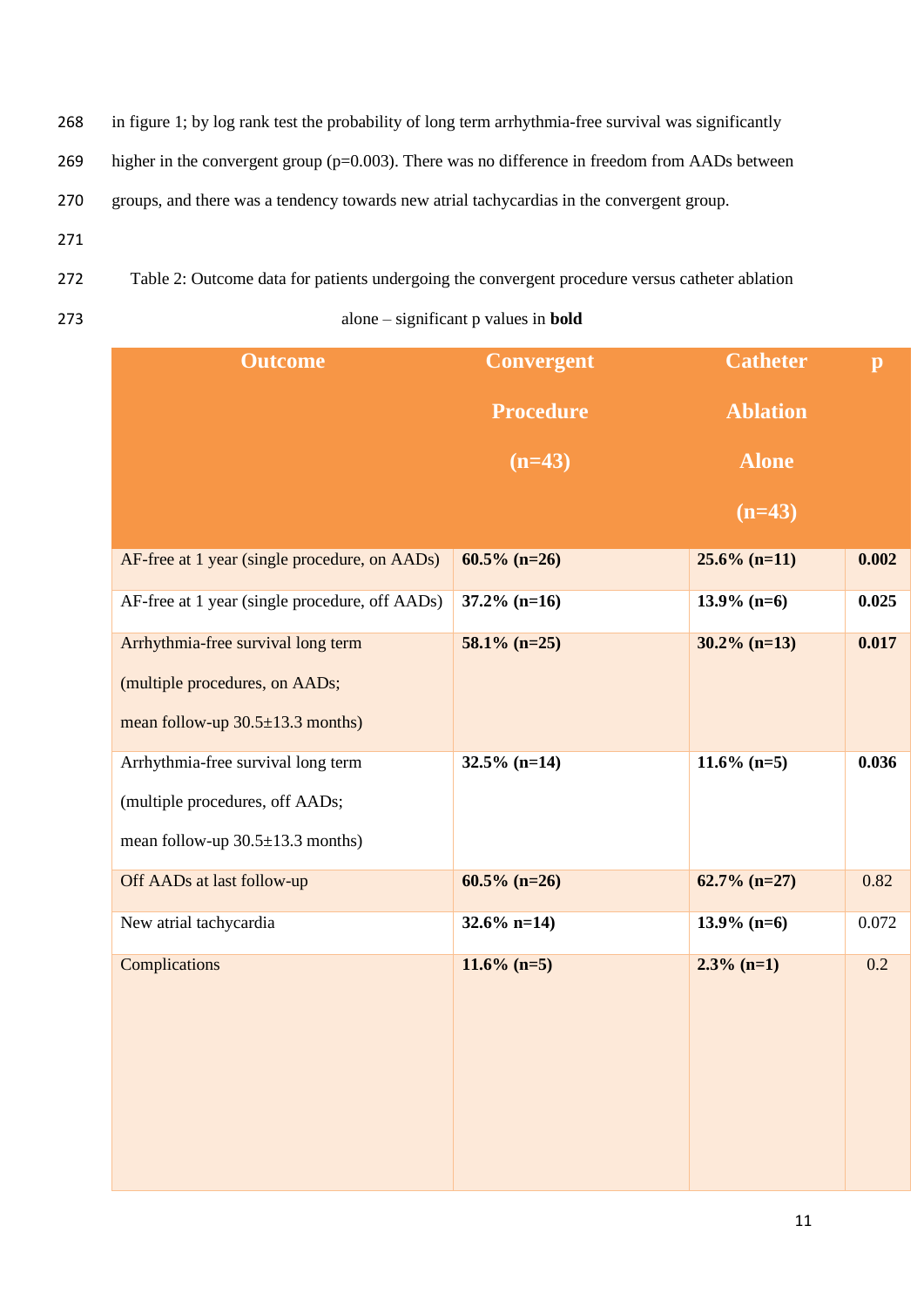in figure 1; by log rank test the probability of long term arrhythmia-free survival was significantly higher in the convergent group (p=0.003). There was no difference in freedom from AADs between groups, and there was a tendency towards new atrial tachycardias in the convergent group.

Table 2: Outcome data for patients undergoing the convergent procedure versus catheter ablation alone – significant p values in **bold**

| Outcome | Convergent Procedure (n=43) | Catheter Ablation Alone (n=43) | p |
|---|---|---|---|
| AF-free at 1 year (single procedure, on AADs) | **60.5% (n=26)** | **25.6% (n=11)** | **0.002** |
| AF-free at 1 year (single procedure, off AADs) | **37.2% (n=16)** | **13.9% (n=6)** | **0.025** |
| Arrhythmia-free survival long term (multiple procedures, on AADs; mean follow-up 30.5±13.3 months) | **58.1% (n=25)** | **30.2% (n=13)** | **0.017** |
| Arrhythmia-free survival long term (multiple procedures, off AADs; mean follow-up 30.5±13.3 months) | **32.5% (n=14)** | **11.6% (n=5)** | **0.036** |
| Off AADs at last follow-up | **60.5% (n=26)** | **62.7% (n=27)** | 0.82 |
| New atrial tachycardia | **32.6% n=14)** | **13.9% (n=6)** | 0.072 |
| Complications | **11.6% (n=5)** | **2.3% (n=1)** | 0.2 |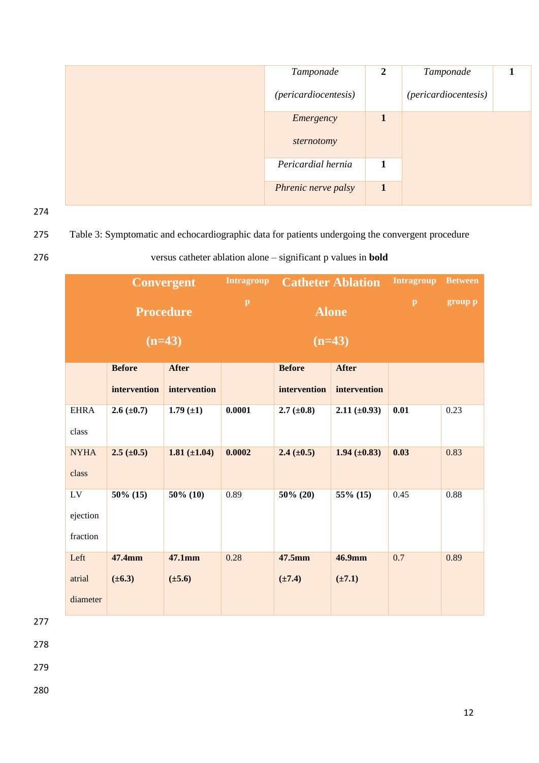| | | | | |
|---|---|---|---|---|
| | *Tamponade (pericardiocentesis)* | **2** | *Tamponade (pericardiocentesis)* | **1** |
| | *Emergency sternotomy* | **1** | | |
| | *Pericardial hernia* | **1** | | |
| | *Phrenic nerve palsy* | **1** | | |

Table 3: Symptomatic and echocardiographic data for patients undergoing the convergent procedure versus catheter ablation alone – significant p values in **bold**

| | **Convergent Procedure (n=43)** | | **Intragroup p** | **Catheter Ablation Alone (n=43)** | | **Intragroup p** | **Between group p** |
|---|---|---|---|---|---|---|---|
| | **Before intervention** | **After intervention** | | **Before intervention** | **After intervention** | | |
| EHRA class | **2.6 (±0.7)** | **1.79 (±1)** | **0.0001** | **2.7 (±0.8)** | **2.11 (±0.93)** | **0.01** | 0.23 |
| NYHA class | **2.5 (±0.5)** | **1.81 (±1.04)** | **0.0002** | **2.4 (±0.5)** | **1.94 (±0.83)** | **0.03** | 0.83 |
| LV ejection fraction | **50% (15)** | **50% (10)** | 0.89 | **50% (20)** | **55% (15)** | 0.45 | 0.88 |
| Left atrial diameter | **47.4mm (±6.3)** | **47.1mm (±5.6)** | 0.28 | **47.5mm (±7.4)** | **46.9mm (±7.1)** | 0.7 | 0.89 |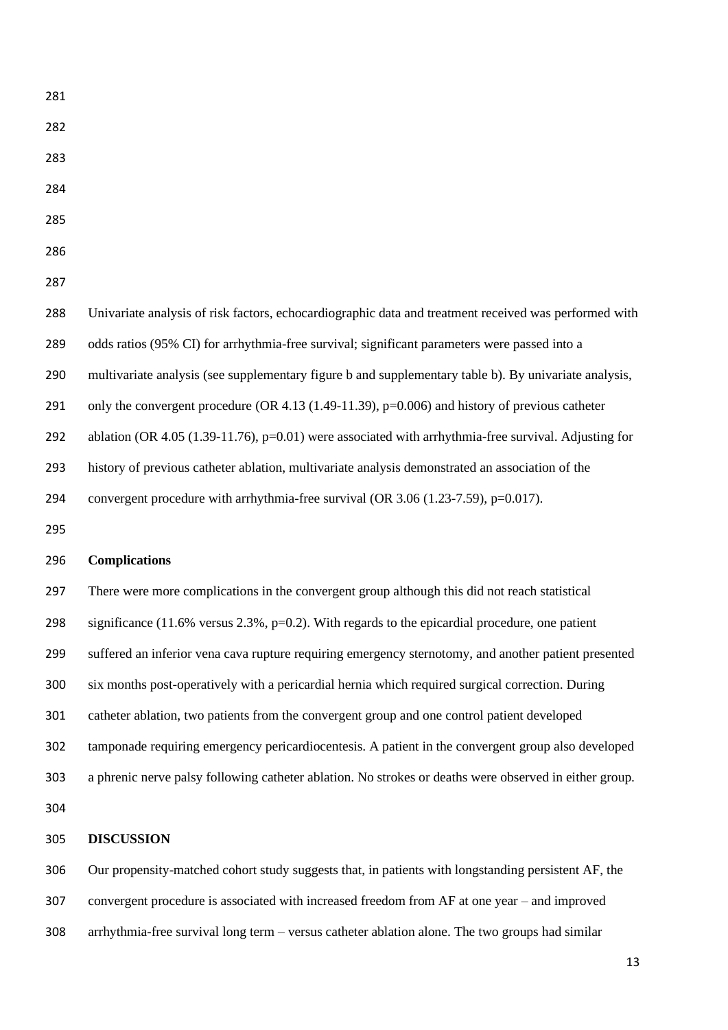Univariate analysis of risk factors, echocardiographic data and treatment received was performed with odds ratios (95% CI) for arrhythmia-free survival; significant parameters were passed into a multivariate analysis (see supplementary figure b and supplementary table b). By univariate analysis, only the convergent procedure (OR 4.13 (1.49-11.39), $p=0.006$) and history of previous catheter ablation (OR 4.05 (1.39-11.76), $p=0.01$) were associated with arrhythmia-free survival. Adjusting for history of previous catheter ablation, multivariate analysis demonstrated an association of the convergent procedure with arrhythmia-free survival (OR 3.06 (1.23-7.59), $p=0.017$).

**Complications**

There were more complications in the convergent group although this did not reach statistical significance (11.6% versus 2.3%, $p=0.2$). With regards to the epicardial procedure, one patient suffered an inferior vena cava rupture requiring emergency sternotomy, and another patient presented six months post-operatively with a pericardial hernia which required surgical correction. During catheter ablation, two patients from the convergent group and one control patient developed tamponade requiring emergency pericardiocentesis. A patient in the convergent group also developed a phrenic nerve palsy following catheter ablation. No strokes or deaths were observed in either group.

**DISCUSSION**

Our propensity-matched cohort study suggests that, in patients with longstanding persistent AF, the convergent procedure is associated with increased freedom from AF at one year – and improved arrhythmia-free survival long term – versus catheter ablation alone. The two groups had similar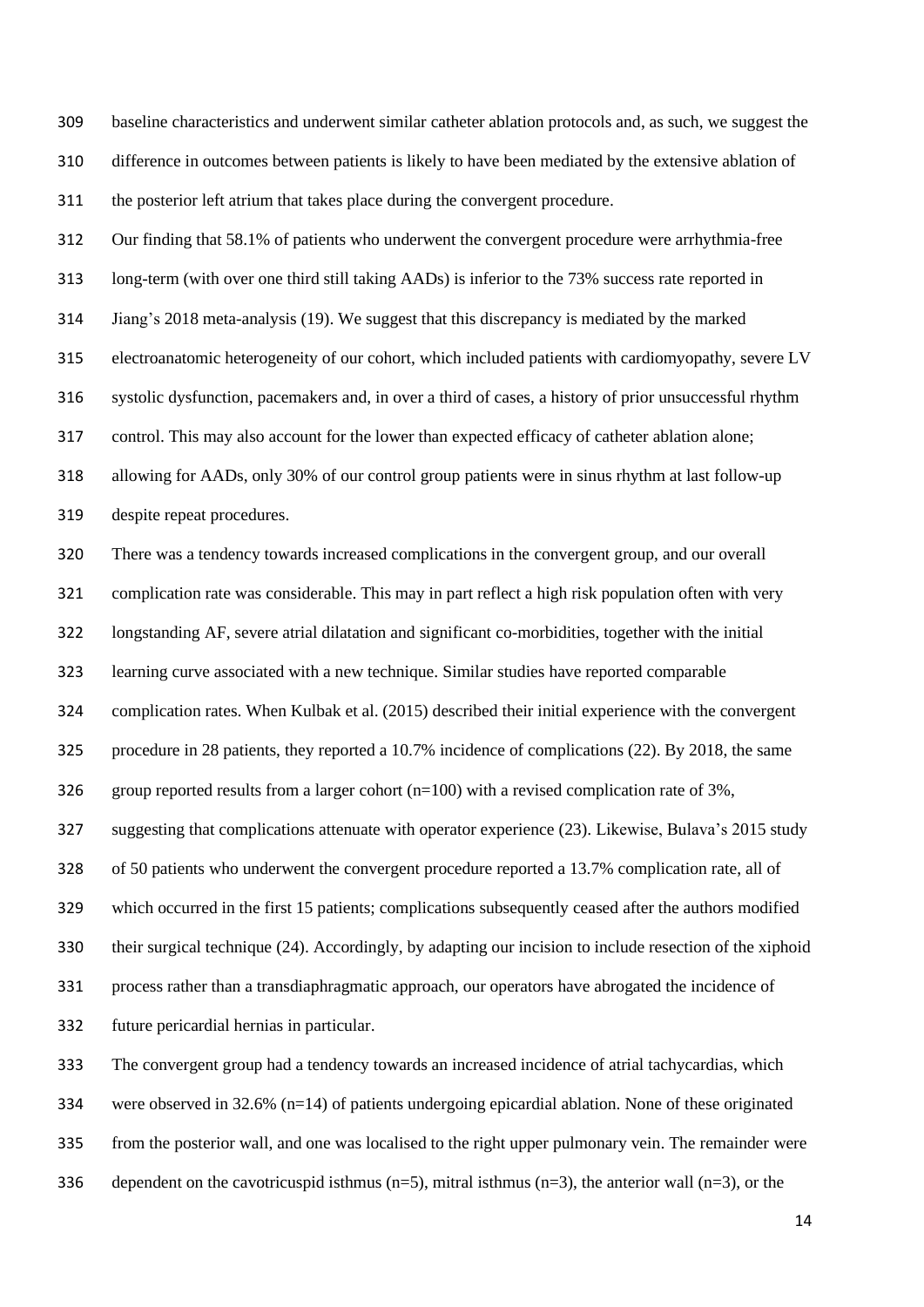baseline characteristics and underwent similar catheter ablation protocols and, as such, we suggest the difference in outcomes between patients is likely to have been mediated by the extensive ablation of the posterior left atrium that takes place during the convergent procedure.

Our finding that 58.1% of patients who underwent the convergent procedure were arrhythmia-free long-term (with over one third still taking AADs) is inferior to the 73% success rate reported in Jiang's 2018 meta-analysis (19). We suggest that this discrepancy is mediated by the marked electroanatomic heterogeneity of our cohort, which included patients with cardiomyopathy, severe LV systolic dysfunction, pacemakers and, in over a third of cases, a history of prior unsuccessful rhythm control. This may also account for the lower than expected efficacy of catheter ablation alone; allowing for AADs, only 30% of our control group patients were in sinus rhythm at last follow-up despite repeat procedures.

There was a tendency towards increased complications in the convergent group, and our overall complication rate was considerable. This may in part reflect a high risk population often with very longstanding AF, severe atrial dilatation and significant co-morbidities, together with the initial learning curve associated with a new technique. Similar studies have reported comparable complication rates. When Kulbak et al. (2015) described their initial experience with the convergent procedure in 28 patients, they reported a 10.7% incidence of complications (22). By 2018, the same group reported results from a larger cohort (n=100) with a revised complication rate of 3%, suggesting that complications attenuate with operator experience (23). Likewise, Bulava's 2015 study of 50 patients who underwent the convergent procedure reported a 13.7% complication rate, all of which occurred in the first 15 patients; complications subsequently ceased after the authors modified their surgical technique (24). Accordingly, by adapting our incision to include resection of the xiphoid process rather than a transdiaphragmatic approach, our operators have abrogated the incidence of future pericardial hernias in particular.

The convergent group had a tendency towards an increased incidence of atrial tachycardias, which were observed in 32.6% (n=14) of patients undergoing epicardial ablation. None of these originated from the posterior wall, and one was localised to the right upper pulmonary vein. The remainder were dependent on the cavotricuspid isthmus (n=5), mitral isthmus (n=3), the anterior wall (n=3), or the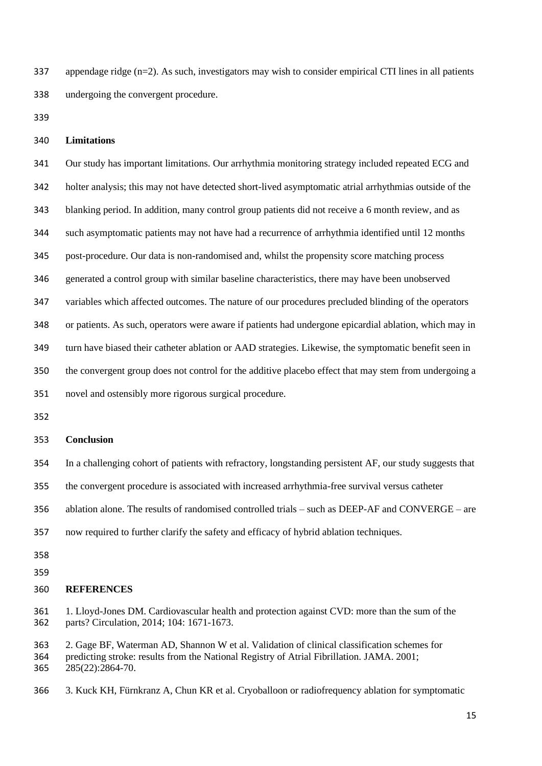appendage ridge (n=2). As such, investigators may wish to consider empirical CTI lines in all patients undergoing the convergent procedure.

## Limitations

Our study has important limitations. Our arrhythmia monitoring strategy included repeated ECG and holter analysis; this may not have detected short-lived asymptomatic atrial arrhythmias outside of the blanking period. In addition, many control group patients did not receive a 6 month review, and as such asymptomatic patients may not have had a recurrence of arrhythmia identified until 12 months post-procedure. Our data is non-randomised and, whilst the propensity score matching process generated a control group with similar baseline characteristics, there may have been unobserved variables which affected outcomes. The nature of our procedures precluded blinding of the operators or patients. As such, operators were aware if patients had undergone epicardial ablation, which may in turn have biased their catheter ablation or AAD strategies. Likewise, the symptomatic benefit seen in the convergent group does not control for the additive placebo effect that may stem from undergoing a novel and ostensibly more rigorous surgical procedure.

## Conclusion

In a challenging cohort of patients with refractory, longstanding persistent AF, our study suggests that the convergent procedure is associated with increased arrhythmia-free survival versus catheter ablation alone. The results of randomised controlled trials – such as DEEP-AF and CONVERGE – are now required to further clarify the safety and efficacy of hybrid ablation techniques.

## REFERENCES

1. Lloyd-Jones DM. Cardiovascular health and protection against CVD: more than the sum of the parts? Circulation, 2014; 104: 1671-1673.

2. Gage BF, Waterman AD, Shannon W et al. Validation of clinical classification schemes for predicting stroke: results from the National Registry of Atrial Fibrillation. JAMA. 2001; 285(22):2864-70.

3. Kuck KH, Fürnkranz A, Chun KR et al. Cryoballoon or radiofrequency ablation for symptomatic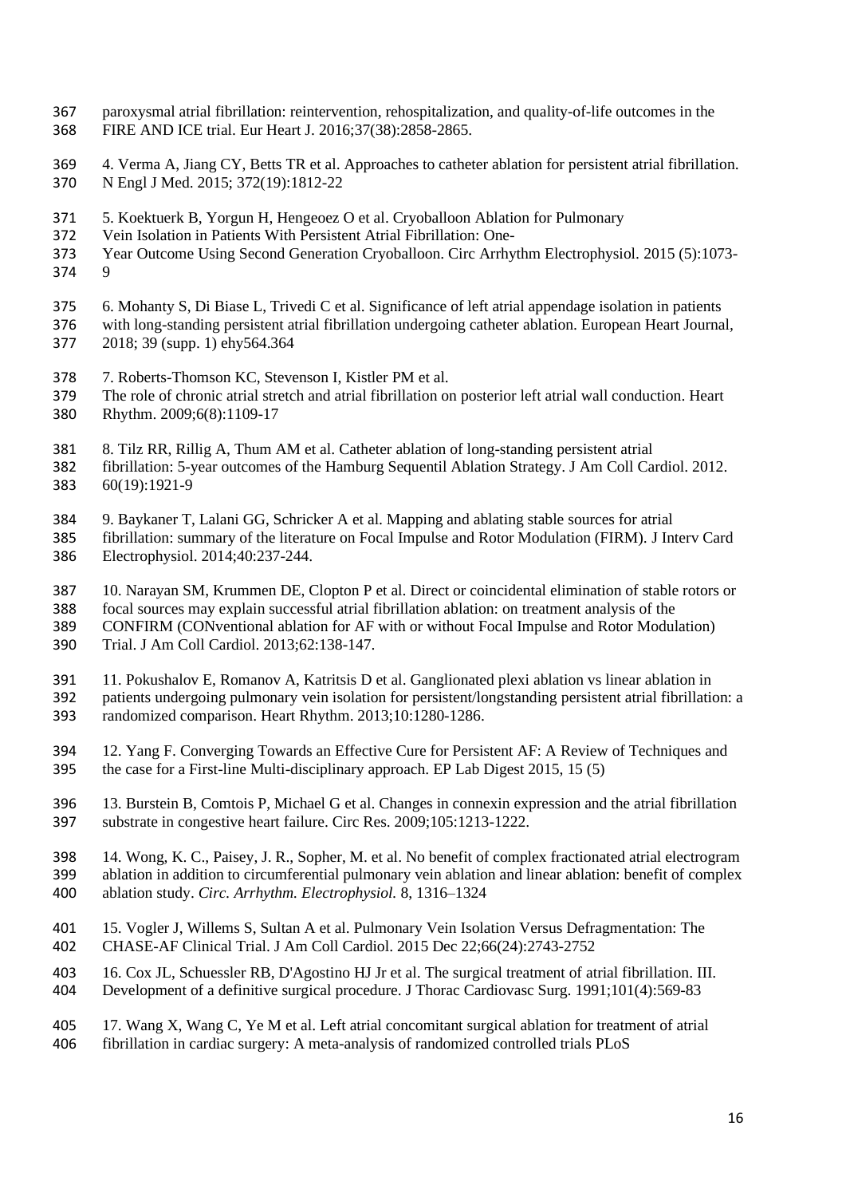paroxysmal atrial fibrillation: reintervention, rehospitalization, and quality-of-life outcomes in the FIRE AND ICE trial. Eur Heart J. 2016;37(38):2858-2865.

4. Verma A, Jiang CY, Betts TR et al. Approaches to catheter ablation for persistent atrial fibrillation. N Engl J Med. 2015; 372(19):1812-22

5. Koektuerk B, Yorgun H, Hengeoez O et al. Cryoballoon Ablation for Pulmonary Vein Isolation in Patients With Persistent Atrial Fibrillation: One-Year Outcome Using Second Generation Cryoballoon. Circ Arrhythm Electrophysiol. 2015 (5):1073-9

6. Mohanty S, Di Biase L, Trivedi C et al. Significance of left atrial appendage isolation in patients with long-standing persistent atrial fibrillation undergoing catheter ablation. European Heart Journal, 2018; 39 (supp. 1) ehy564.364

7. Roberts-Thomson KC, Stevenson I, Kistler PM et al. The role of chronic atrial stretch and atrial fibrillation on posterior left atrial wall conduction. Heart Rhythm. 2009;6(8):1109-17

8. Tilz RR, Rillig A, Thum AM et al. Catheter ablation of long-standing persistent atrial fibrillation: 5-year outcomes of the Hamburg Sequentil Ablation Strategy. J Am Coll Cardiol. 2012. 60(19):1921-9

9. Baykaner T, Lalani GG, Schricker A et al. Mapping and ablating stable sources for atrial fibrillation: summary of the literature on Focal Impulse and Rotor Modulation (FIRM). J Interv Card Electrophysiol. 2014;40:237-244.

10. Narayan SM, Krummen DE, Clopton P et al. Direct or coincidental elimination of stable rotors or focal sources may explain successful atrial fibrillation ablation: on treatment analysis of the CONFIRM (CONventional ablation for AF with or without Focal Impulse and Rotor Modulation) Trial. J Am Coll Cardiol. 2013;62:138-147.

11. Pokushalov E, Romanov A, Katritsis D et al. Ganglionated plexi ablation vs linear ablation in patients undergoing pulmonary vein isolation for persistent/longstanding persistent atrial fibrillation: a randomized comparison. Heart Rhythm. 2013;10:1280-1286.

12. Yang F. Converging Towards an Effective Cure for Persistent AF: A Review of Techniques and the case for a First-line Multi-disciplinary approach. EP Lab Digest 2015, 15 (5)

13. Burstein B, Comtois P, Michael G et al. Changes in connexin expression and the atrial fibrillation substrate in congestive heart failure. Circ Res. 2009;105:1213-1222.

14. Wong, K. C., Paisey, J. R., Sopher, M. et al. No benefit of complex fractionated atrial electrogram ablation in addition to circumferential pulmonary vein ablation and linear ablation: benefit of complex ablation study. *Circ. Arrhythm. Electrophysiol.* 8, 1316–1324

15. Vogler J, Willems S, Sultan A et al. Pulmonary Vein Isolation Versus Defragmentation: The CHASE-AF Clinical Trial. J Am Coll Cardiol. 2015 Dec 22;66(24):2743-2752

16. Cox JL, Schuessler RB, D'Agostino HJ Jr et al. The surgical treatment of atrial fibrillation. III. Development of a definitive surgical procedure. J Thorac Cardiovasc Surg. 1991;101(4):569-83

17. Wang X, Wang C, Ye M et al. Left atrial concomitant surgical ablation for treatment of atrial fibrillation in cardiac surgery: A meta-analysis of randomized controlled trials PLoS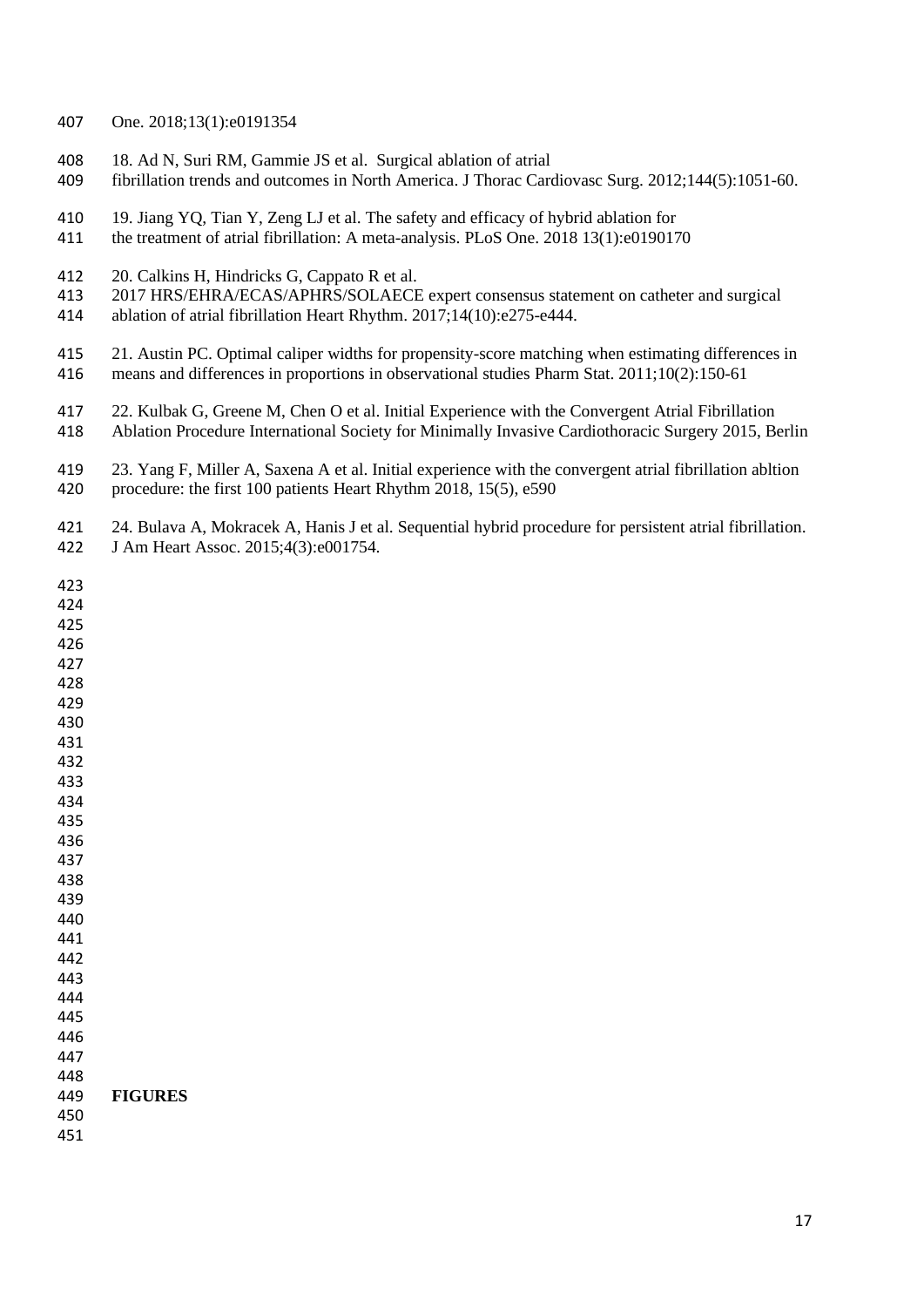One. 2018;13(1):e0191354

18. Ad N, Suri RM, Gammie JS et al. Surgical ablation of atrial fibrillation trends and outcomes in North America. J Thorac Cardiovasc Surg. 2012;144(5):1051-60.

19. Jiang YQ, Tian Y, Zeng LJ et al. The safety and efficacy of hybrid ablation for the treatment of atrial fibrillation: A meta-analysis. PLoS One. 2018 13(1):e0190170

20. Calkins H, Hindricks G, Cappato R et al. 2017 HRS/EHRA/ECAS/APHRS/SOLAECE expert consensus statement on catheter and surgical ablation of atrial fibrillation Heart Rhythm. 2017;14(10):e275-e444.

21. Austin PC. Optimal caliper widths for propensity-score matching when estimating differences in means and differences in proportions in observational studies Pharm Stat. 2011;10(2):150-61

22. Kulbak G, Greene M, Chen O et al. Initial Experience with the Convergent Atrial Fibrillation Ablation Procedure International Society for Minimally Invasive Cardiothoracic Surgery 2015, Berlin

23. Yang F, Miller A, Saxena A et al. Initial experience with the convergent atrial fibrillation abltion procedure: the first 100 patients Heart Rhythm 2018, 15(5), e590

24. Bulava A, Mokracek A, Hanis J et al. Sequential hybrid procedure for persistent atrial fibrillation. J Am Heart Assoc. 2015;4(3):e001754.

**FIGURES**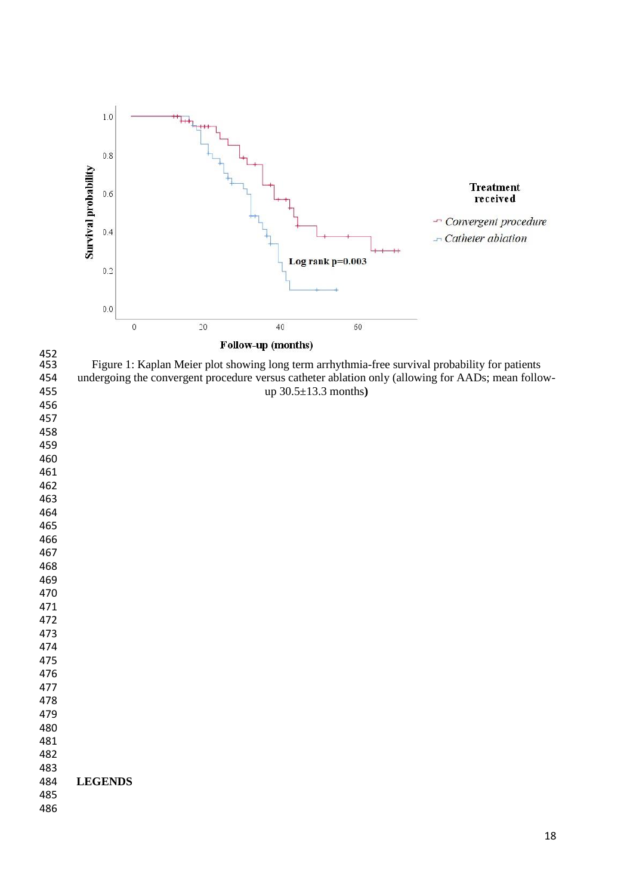Figure 1: Kaplan Meier plot showing long term arrhythmia-free survival probability for patients undergoing the convergent procedure versus catheter ablation only (allowing for AADs; mean follow-up 30.5±13.3 months)

**LEGENDS**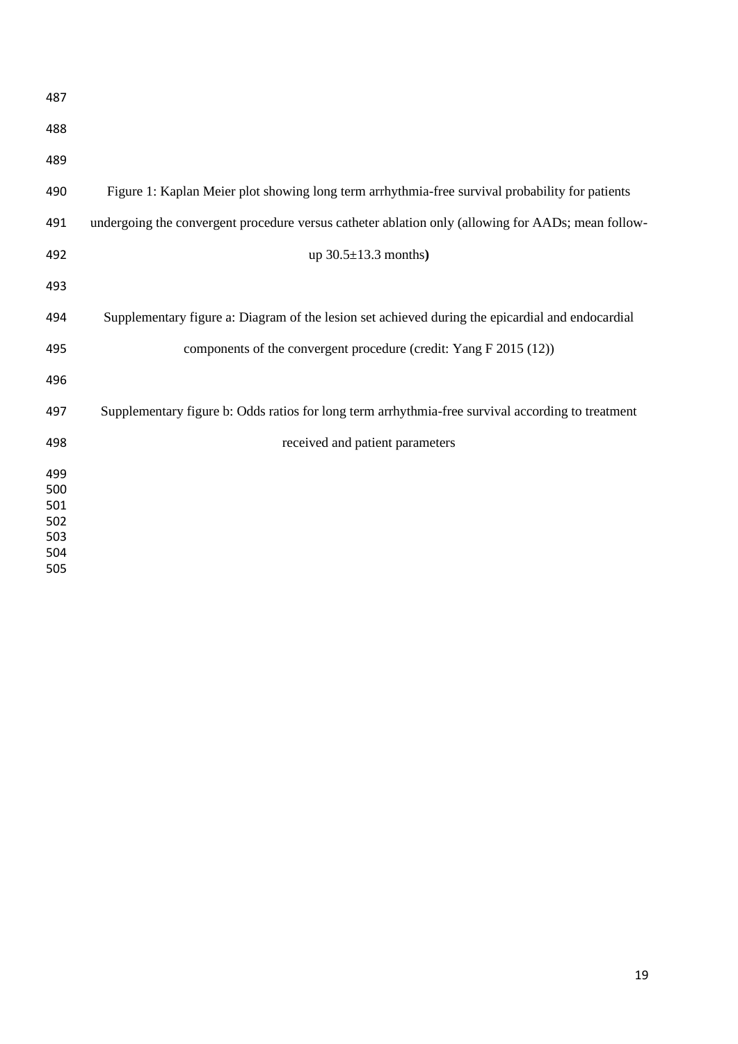Figure 1: Kaplan Meier plot showing long term arrhythmia-free survival probability for patients undergoing the convergent procedure versus catheter ablation only (allowing for AADs; mean follow-up 30.5±13.3 months)

Supplementary figure a: Diagram of the lesion set achieved during the epicardial and endocardial components of the convergent procedure (credit: Yang F 2015 (12))

Supplementary figure b: Odds ratios for long term arrhythmia-free survival according to treatment received and patient parameters